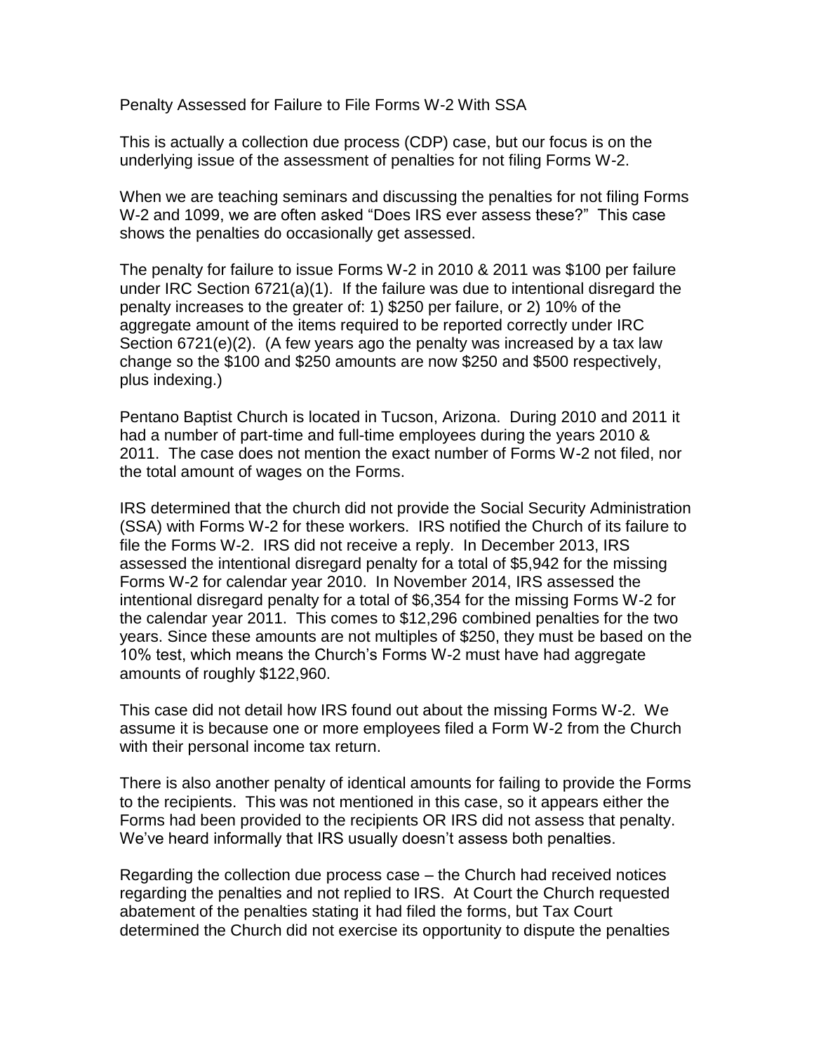# Penalty Assessed for Failure to File Forms W-2 With SSA

This is actually a collection due process (CDP) case, but our focus is on the underlying issue of the assessment of penalties for not filing Forms W-2.

When we are teaching seminars and discussing the penalties for not filing Forms W-2 and 1099, we are often asked "Does IRS ever assess these?" This case shows the penalties do occasionally get assessed.

The penalty for failure to issue Forms W-2 in 2010 & 2011 was $100 per failure under IRC Section 6721(a)(1). If the failure was due to intentional disregard the penalty increases to the greater of: 1) $250 per failure, or 2) 10% of the aggregate amount of the items required to be reported correctly under IRC Section 6721(e)(2). (A few years ago the penalty was increased by a tax law change so the $100 and $250 amounts are now $250 and $500 respectively, plus indexing.)

Pentano Baptist Church is located in Tucson, Arizona. During 2010 and 2011 it had a number of part-time and full-time employees during the years 2010 & 2011. The case does not mention the exact number of Forms W-2 not filed, nor the total amount of wages on the Forms.

IRS determined that the church did not provide the Social Security Administration (SSA) with Forms W-2 for these workers. IRS notified the Church of its failure to file the Forms W-2. IRS did not receive a reply. In December 2013, IRS assessed the intentional disregard penalty for a total of $5,942 for the missing Forms W-2 for calendar year 2010. In November 2014, IRS assessed the intentional disregard penalty for a total of $6,354 for the missing Forms W-2 for the calendar year 2011. This comes to $12,296 combined penalties for the two years. Since these amounts are not multiples of $250, they must be based on the 10% test, which means the Church's Forms W-2 must have had aggregate amounts of roughly $122,960.

This case did not detail how IRS found out about the missing Forms W-2. We assume it is because one or more employees filed a Form W-2 from the Church with their personal income tax return.

There is also another penalty of identical amounts for failing to provide the Forms to the recipients. This was not mentioned in this case, so it appears either the Forms had been provided to the recipients OR IRS did not assess that penalty. We've heard informally that IRS usually doesn't assess both penalties.

Regarding the collection due process case – the Church had received notices regarding the penalties and not replied to IRS. At Court the Church requested abatement of the penalties stating it had filed the forms, but Tax Court determined the Church did not exercise its opportunity to dispute the penalties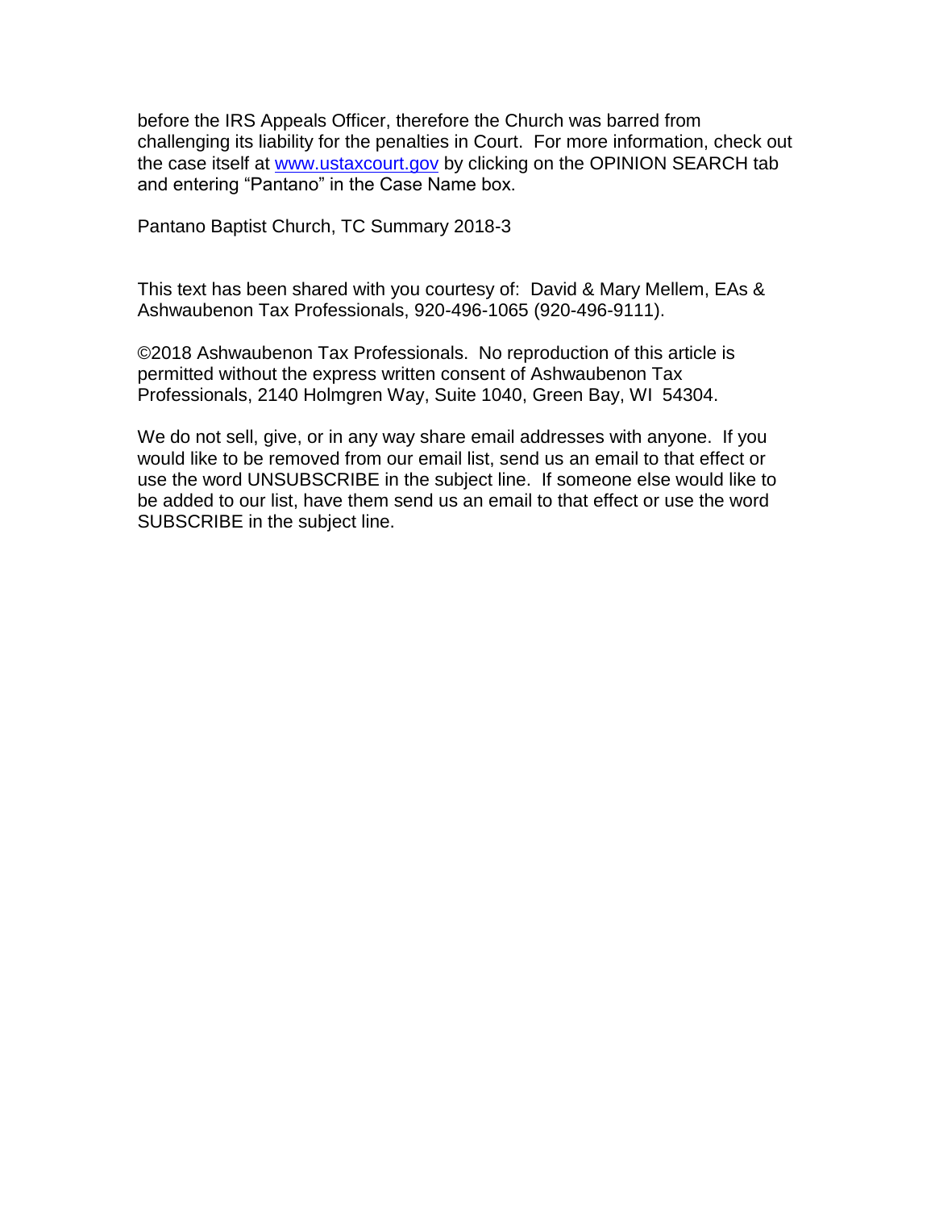before the IRS Appeals Officer, therefore the Church was barred from challenging its liability for the penalties in Court. For more information, check out the case itself at www.ustaxcourt.gov by clicking on the OPINION SEARCH tab and entering "Pantano" in the Case Name box.

Pantano Baptist Church, TC Summary 2018-3

This text has been shared with you courtesy of: David & Mary Mellem, EAs & Ashwaubenon Tax Professionals, 920-496-1065 (920-496-9111).

©2018 Ashwaubenon Tax Professionals. No reproduction of this article is permitted without the express written consent of Ashwaubenon Tax Professionals, 2140 Holmgren Way, Suite 1040, Green Bay, WI 54304.

We do not sell, give, or in any way share email addresses with anyone. If you would like to be removed from our email list, send us an email to that effect or use the word UNSUBSCRIBE in the subject line. If someone else would like to be added to our list, have them send us an email to that effect or use the word SUBSCRIBE in the subject line.